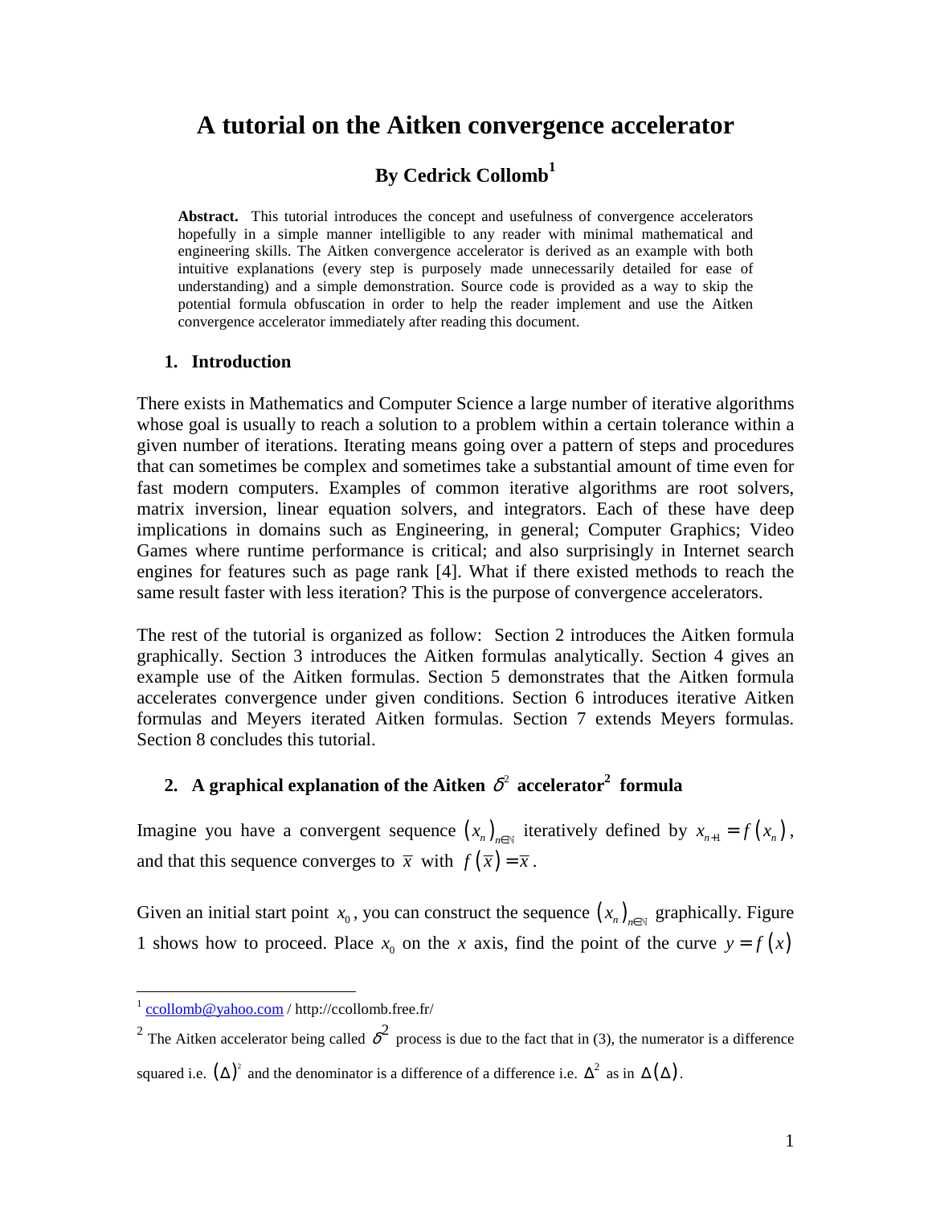# A tutorial on the Aitken convergence accelerator

## By Cedrick Collomb[1]

**Abstract.** This tutorial introduces the concept and usefulness of convergence accelerators hopefully in a simple manner intelligible to any reader with minimal mathematical and engineering skills. The Aitken convergence accelerator is derived as an example with both intuitive explanations (every step is purposely made unnecessarily detailed for ease of understanding) and a simple demonstration. Source code is provided as a way to skip the potential formula obfuscation in order to help the reader implement and use the Aitken convergence accelerator immediately after reading this document.

### 1. Introduction

There exists in Mathematics and Computer Science a large number of iterative algorithms whose goal is usually to reach a solution to a problem within a certain tolerance within a given number of iterations. Iterating means going over a pattern of steps and procedures that can sometimes be complex and sometimes take a substantial amount of time even for fast modern computers. Examples of common iterative algorithms are root solvers, matrix inversion, linear equation solvers, and integrators. Each of these have deep implications in domains such as Engineering, in general; Computer Graphics; Video Games where runtime performance is critical; and also surprisingly in Internet search engines for features such as page rank [4]. What if there existed methods to reach the same result faster with less iteration? This is the purpose of convergence accelerators.

The rest of the tutorial is organized as follow: Section 2 introduces the Aitken formula graphically. Section 3 introduces the Aitken formulas analytically. Section 4 gives an example use of the Aitken formulas. Section 5 demonstrates that the Aitken formula accelerates convergence under given conditions. Section 6 introduces iterative Aitken formulas and Meyers iterated Aitken formulas. Section 7 extends Meyers formulas. Section 8 concludes this tutorial.

### 2. A graphical explanation of the Aitken $\delta^2$ accelerator[2] formula

Imagine you have a convergent sequence $(x_n)_{n\in\mathbb{N}}$ iteratively defined by $x_{n+1} = f(x_n)$, and that this sequence converges to $\overline{x}$ with $f(\overline{x}) = \overline{x}$.

Given an initial start point $x_0$, you can construct the sequence $(x_n)_{n\in\mathbb{N}}$ graphically. Figure 1 shows how to proceed. Place $x_0$ on the $x$ axis, find the point of the curve $y = f(x)$

---

[1] ccollomb@yahoo.com / http://ccollomb.free.fr/

[2] The Aitken accelerator being called $\delta^2$ process is due to the fact that in (3), the numerator is a difference squared i.e. $(\Delta)^2$ and the denominator is a difference of a difference i.e. $\Delta^2$ as in $\Delta(\Delta)$.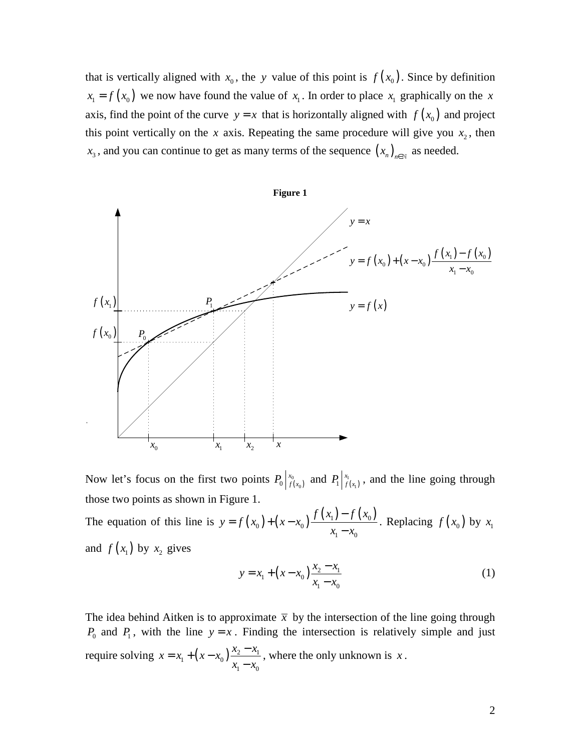that is vertically aligned with $x_0$, the $y$ value of this point is $f(x_0)$. Since by definition $x_1 = f(x_0)$ we now have found the value of $x_1$. In order to place $x_1$ graphically on the $x$ axis, find the point of the curve $y = x$ that is horizontally aligned with $f(x_0)$ and project this point vertically on the $x$ axis. Repeating the same procedure will give you $x_2$, then $x_3$, and you can continue to get as many terms of the sequence $(x_n)_{n\in\mathbb{N}}$ as needed.

**Figure 1**

Now let's focus on the first two points $P_0\left|\begin{smallmatrix} x_0 \\ f(x_0) \end{smallmatrix}\right.$ and $P_1\left|\begin{smallmatrix} x_1 \\ f(x_1) \end{smallmatrix}\right.$, and the line going through those two points as shown in Figure 1.

The equation of this line is $y = f(x_0) + (x - x_0)\dfrac{f(x_1) - f(x_0)}{x_1 - x_0}$. Replacing $f(x_0)$ by $x_1$ and $f(x_1)$ by $x_2$ gives

$$y = x_1 + (x - x_0)\frac{x_2 - x_1}{x_1 - x_0} \tag{1}$$

The idea behind Aitken is to approximate $\overline{x}$ by the intersection of the line going through $P_0$ and $P_1$, with the line $y = x$. Finding the intersection is relatively simple and just require solving $x = x_1 + (x - x_0)\dfrac{x_2 - x_1}{x_1 - x_0}$, where the only unknown is $x$.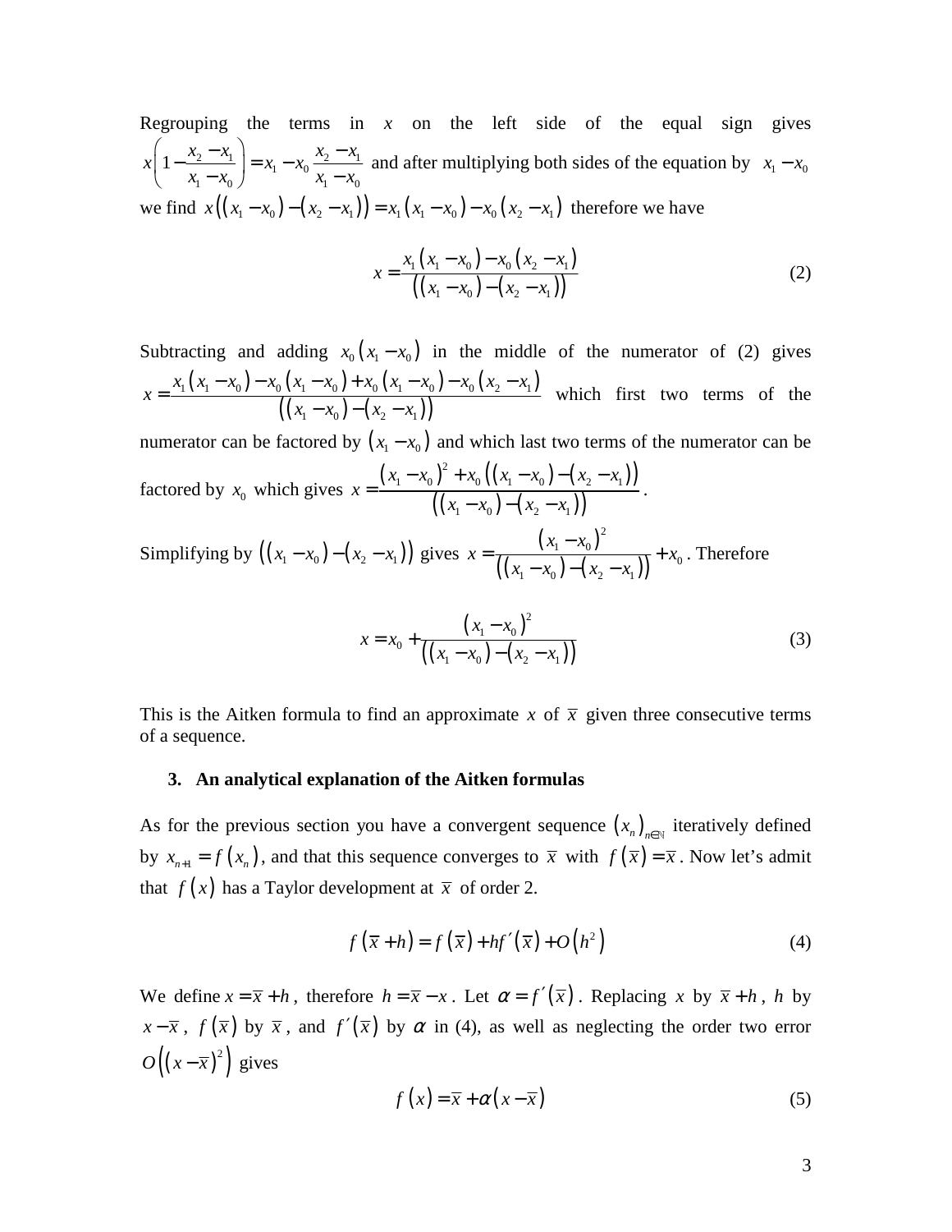Regrouping the terms in $x$ on the left side of the equal sign gives $x\left(1-\frac{x_2-x_1}{x_1-x_0}\right)=x_1-x_0\frac{x_2-x_1}{x_1-x_0}$ and after multiplying both sides of the equation by $x_1-x_0$ we find $x\left(\left(x_1-x_0\right)-\left(x_2-x_1\right)\right)=x_1\left(x_1-x_0\right)-x_0\left(x_2-x_1\right)$ therefore we have

$$x=\frac{x_1\left(x_1-x_0\right)-x_0\left(x_2-x_1\right)}{\left(\left(x_1-x_0\right)-\left(x_2-x_1\right)\right)} \tag{2}$$

Subtracting and adding $x_0\left(x_1-x_0\right)$ in the middle of the numerator of (2) gives $x=\frac{x_1\left(x_1-x_0\right)-x_0\left(x_1-x_0\right)+x_0\left(x_1-x_0\right)-x_0\left(x_2-x_1\right)}{\left(\left(x_1-x_0\right)-\left(x_2-x_1\right)\right)}$ which first two terms of the numerator can be factored by $\left(x_1-x_0\right)$ and which last two terms of the numerator can be factored by $x_0$ which gives $x=\frac{\left(x_1-x_0\right)^2+x_0\left(\left(x_1-x_0\right)-\left(x_2-x_1\right)\right)}{\left(\left(x_1-x_0\right)-\left(x_2-x_1\right)\right)}$.

Simplifying by $\left(\left(x_1-x_0\right)-\left(x_2-x_1\right)\right)$ gives $x=\frac{\left(x_1-x_0\right)^2}{\left(\left(x_1-x_0\right)-\left(x_2-x_1\right)\right)}+x_0$. Therefore

$$x=x_0+\frac{\left(x_1-x_0\right)^2}{\left(\left(x_1-x_0\right)-\left(x_2-x_1\right)\right)} \tag{3}$$

This is the Aitken formula to find an approximate $x$ of $\overline{x}$ given three consecutive terms of a sequence.

## 3. An analytical explanation of the Aitken formulas

As for the previous section you have a convergent sequence $\left(x_n\right)_{n\in\mathbb{N}}$ iteratively defined by $x_{n+1}=f\left(x_n\right)$, and that this sequence converges to $\overline{x}$ with $f\left(\overline{x}\right)=\overline{x}$. Now let's admit that $f\left(x\right)$ has a Taylor development at $\overline{x}$ of order 2.

$$f\left(\overline{x}+h\right)=f\left(\overline{x}\right)+hf'\left(\overline{x}\right)+O\left(h^2\right) \tag{4}$$

We define $x=\overline{x}+h$, therefore $h=\overline{x}-x$. Let $\alpha=f'\left(\overline{x}\right)$. Replacing $x$ by $\overline{x}+h$, $h$ by $x-\overline{x}$, $f\left(\overline{x}\right)$ by $\overline{x}$, and $f'\left(\overline{x}\right)$ by $\alpha$ in (4), as well as neglecting the order two error $O\left(\left(x-\overline{x}\right)^2\right)$ gives

$$f\left(x\right)=\overline{x}+\alpha\left(x-\overline{x}\right) \tag{5}$$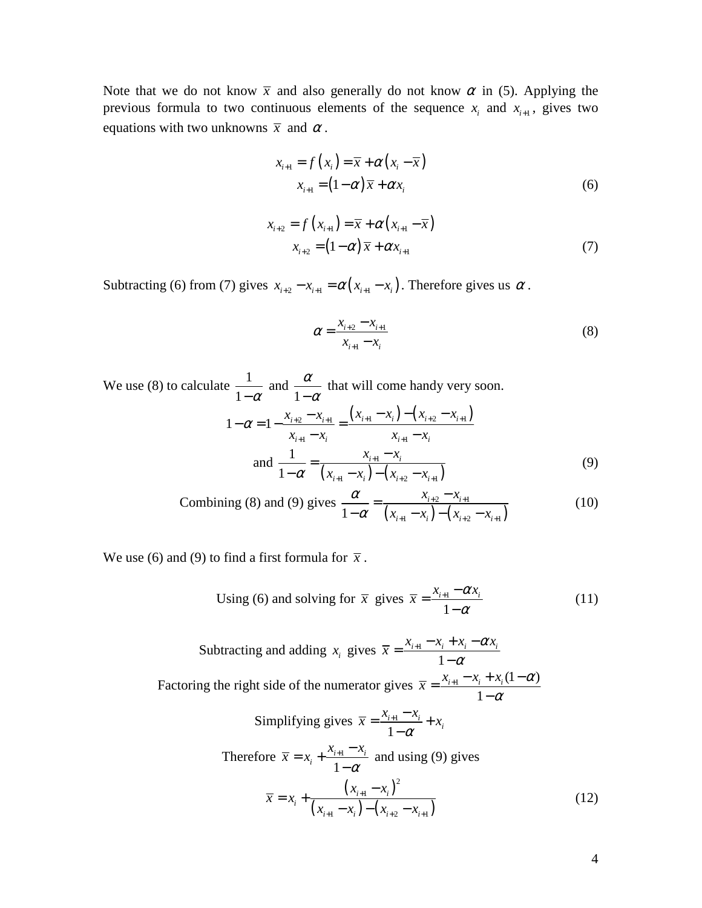Note that we do not know $\bar{x}$ and also generally do not know $\alpha$ in (5). Applying the previous formula to two continuous elements of the sequence $x_i$ and $x_{i+1}$, gives two equations with two unknowns $\bar{x}$ and $\alpha$.

$$x_{i+1} = f\left(x_i\right) = \bar{x} + \alpha\left(x_i - \bar{x}\right)$$
$$x_{i+1} = (1-\alpha)\bar{x} + \alpha x_i \tag{6}$$

$$x_{i+2} = f\left(x_{i+1}\right) = \bar{x} + \alpha\left(x_{i+1} - \bar{x}\right)$$
$$x_{i+2} = (1-\alpha)\bar{x} + \alpha x_{i+1} \tag{7}$$

Subtracting (6) from (7) gives $x_{i+2} - x_{i+1} = \alpha\left(x_{i+1} - x_i\right)$. Therefore gives us $\alpha$.

$$\alpha = \frac{x_{i+2} - x_{i+1}}{x_{i+1} - x_i} \tag{8}$$

We use (8) to calculate $\frac{1}{1-\alpha}$ and $\frac{\alpha}{1-\alpha}$ that will come handy very soon.

$$1-\alpha = 1 - \frac{x_{i+2} - x_{i+1}}{x_{i+1} - x_i} = \frac{\left(x_{i+1} - x_i\right) - \left(x_{i+2} - x_{i+1}\right)}{x_{i+1} - x_i}$$

$$\text{and } \frac{1}{1-\alpha} = \frac{x_{i+1} - x_i}{\left(x_{i+1} - x_i\right) - \left(x_{i+2} - x_{i+1}\right)} \tag{9}$$

$$\text{Combining (8) and (9) gives } \frac{\alpha}{1-\alpha} = \frac{x_{i+2} - x_{i+1}}{\left(x_{i+1} - x_i\right) - \left(x_{i+2} - x_{i+1}\right)} \tag{10}$$

We use (6) and (9) to find a first formula for $\bar{x}$.

$$\text{Using (6) and solving for } \bar{x} \text{ gives } \bar{x} = \frac{x_{i+1} - \alpha x_i}{1-\alpha} \tag{11}$$

$$\text{Subtracting and adding } x_i \text{ gives } \bar{x} = \frac{x_{i+1} - x_i + x_i - \alpha x_i}{1-\alpha}$$

$$\text{Factoring the right side of the numerator gives } \bar{x} = \frac{x_{i+1} - x_i + x_i(1-\alpha)}{1-\alpha}$$

$$\text{Simplifying gives } \bar{x} = \frac{x_{i+1} - x_i}{1-\alpha} + x_i$$

$$\text{Therefore } \bar{x} = x_i + \frac{x_{i+1} - x_i}{1-\alpha} \text{ and using (9) gives}$$

$$\bar{x} = x_i + \frac{\left(x_{i+1} - x_i\right)^2}{\left(x_{i+1} - x_i\right) - \left(x_{i+2} - x_{i+1}\right)} \tag{12}$$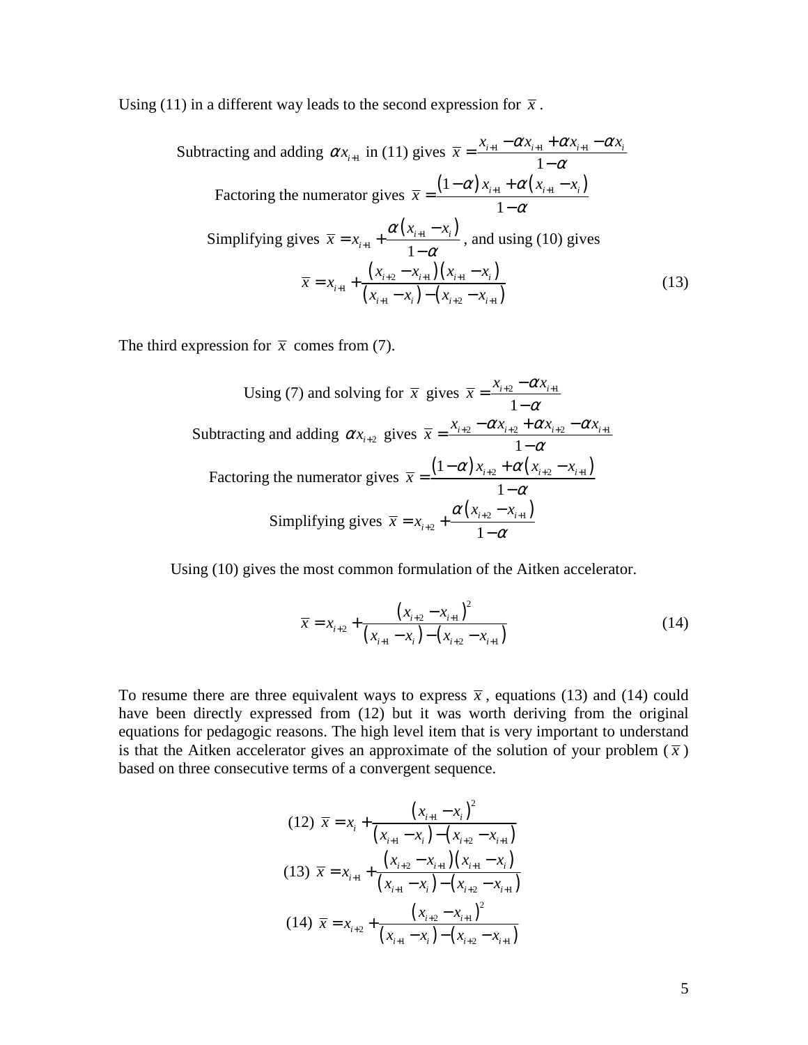Using (11) in a different way leads to the second expression for $\overline{x}$.

$$\text{Subtracting and adding } \alpha x_{i+1} \text{ in (11) gives } \overline{x} = \frac{x_{i+1} - \alpha x_{i+1} + \alpha x_{i+1} - \alpha x_i}{1-\alpha}$$

$$\text{Factoring the numerator gives } \overline{x} = \frac{(1-\alpha)\,x_{i+1} + \alpha\left(x_{i+1} - x_i\right)}{1-\alpha}$$

Simplifying gives $\overline{x} = x_{i+1} + \dfrac{\alpha\left(x_{i+1} - x_i\right)}{1-\alpha}$, and using (10) gives

$$\overline{x} = x_{i+1} + \frac{\left(x_{i+2} - x_{i+1}\right)\left(x_{i+1} - x_i\right)}{\left(x_{i+1} - x_i\right) - \left(x_{i+2} - x_{i+1}\right)} \tag{13}$$

The third expression for $\overline{x}$ comes from (7).

$$\text{Using (7) and solving for } \overline{x} \text{ gives } \overline{x} = \frac{x_{i+2} - \alpha x_{i+1}}{1-\alpha}$$

$$\text{Subtracting and adding } \alpha x_{i+2} \text{ gives } \overline{x} = \frac{x_{i+2} - \alpha x_{i+2} + \alpha x_{i+2} - \alpha x_{i+1}}{1-\alpha}$$

$$\text{Factoring the numerator gives } \overline{x} = \frac{(1-\alpha)\,x_{i+2} + \alpha\left(x_{i+2} - x_{i+1}\right)}{1-\alpha}$$

$$\text{Simplifying gives } \overline{x} = x_{i+2} + \frac{\alpha\left(x_{i+2} - x_{i+1}\right)}{1-\alpha}$$

Using (10) gives the most common formulation of the Aitken accelerator.

$$\overline{x} = x_{i+2} + \frac{\left(x_{i+2} - x_{i+1}\right)^2}{\left(x_{i+1} - x_i\right) - \left(x_{i+2} - x_{i+1}\right)} \tag{14}$$

To resume there are three equivalent ways to express $\overline{x}$, equations (13) and (14) could have been directly expressed from (12) but it was worth deriving from the original equations for pedagogic reasons. The high level item that is very important to understand is that the Aitken accelerator gives an approximate of the solution of your problem ($\overline{x}$) based on three consecutive terms of a convergent sequence.

$$\text{(12)}\ \ \overline{x} = x_i + \frac{\left(x_{i+1} - x_i\right)^2}{\left(x_{i+1} - x_i\right) - \left(x_{i+2} - x_{i+1}\right)}$$

$$\text{(13)}\ \ \overline{x} = x_{i+1} + \frac{\left(x_{i+2} - x_{i+1}\right)\left(x_{i+1} - x_i\right)}{\left(x_{i+1} - x_i\right) - \left(x_{i+2} - x_{i+1}\right)}$$

$$\text{(14)}\ \ \overline{x} = x_{i+2} + \frac{\left(x_{i+2} - x_{i+1}\right)^2}{\left(x_{i+1} - x_i\right) - \left(x_{i+2} - x_{i+1}\right)}$$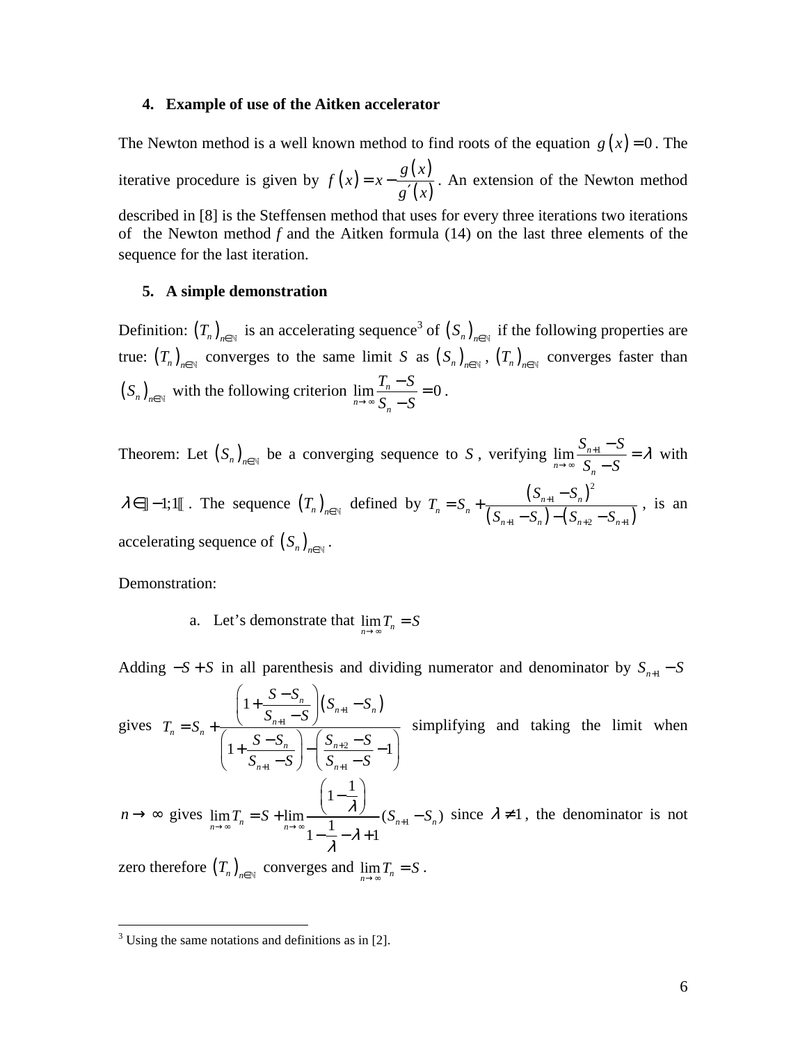## 4. Example of use of the Aitken accelerator

The Newton method is a well known method to find roots of the equation $g(x)=0$. The iterative procedure is given by $f(x)=x-\dfrac{g(x)}{g'(x)}$. An extension of the Newton method described in [8] is the Steffensen method that uses for every three iterations two iterations of the Newton method *f* and the Aitken formula (14) on the last three elements of the sequence for the last iteration.

## 5. A simple demonstration

Definition: $(T_n)_{n\in\mathbb{N}}$ is an accelerating sequence[3] of $(S_n)_{n\in\mathbb{N}}$ if the following properties are true: $(T_n)_{n\in\mathbb{N}}$ converges to the same limit $S$ as $(S_n)_{n\in\mathbb{N}}$, $(T_n)_{n\in\mathbb{N}}$ converges faster than $(S_n)_{n\in\mathbb{N}}$ with the following criterion $\lim\limits_{n\to\infty}\dfrac{T_n-S}{S_n-S}=0$.

Theorem: Let $(S_n)_{n\in\mathbb{N}}$ be a converging sequence to $S$, verifying $\lim\limits_{n\to\infty}\dfrac{S_{n+1}-S}{S_n-S}=\lambda$ with $\lambda\in\,]-1;1[$. The sequence $(T_n)_{n\in\mathbb{N}}$ defined by $T_n=S_n+\dfrac{(S_{n+1}-S_n)^2}{(S_{n+1}-S_n)-(S_{n+2}-S_{n+1})}$, is an accelerating sequence of $(S_n)_{n\in\mathbb{N}}$.

Demonstration:

a. Let's demonstrate that $\lim\limits_{n\to\infty}T_n=S$

Adding $-S+S$ in all parenthesis and dividing numerator and denominator by $S_{n+1}-S$ gives $T_n=S_n+\dfrac{\left(1+\dfrac{S-S_n}{S_{n+1}-S}\right)(S_{n+1}-S_n)}{\left(1+\dfrac{S-S_n}{S_{n+1}-S}\right)-\left(\dfrac{S_{n+2}-S}{S_{n+1}-S}-1\right)}$ simplifying and taking the limit when $n\to\infty$ gives $\lim\limits_{n\to\infty}T_n=S+\lim\limits_{n\to\infty}\dfrac{\left(1-\dfrac{1}{\lambda}\right)}{1-\dfrac{1}{\lambda}-\lambda+1}(S_{n+1}-S_n)$ since $\lambda\neq 1$, the denominator is not zero therefore $(T_n)_{n\in\mathbb{N}}$ converges and $\lim\limits_{n\to\infty}T_n=S$.

---

[3] Using the same notations and definitions as in [2].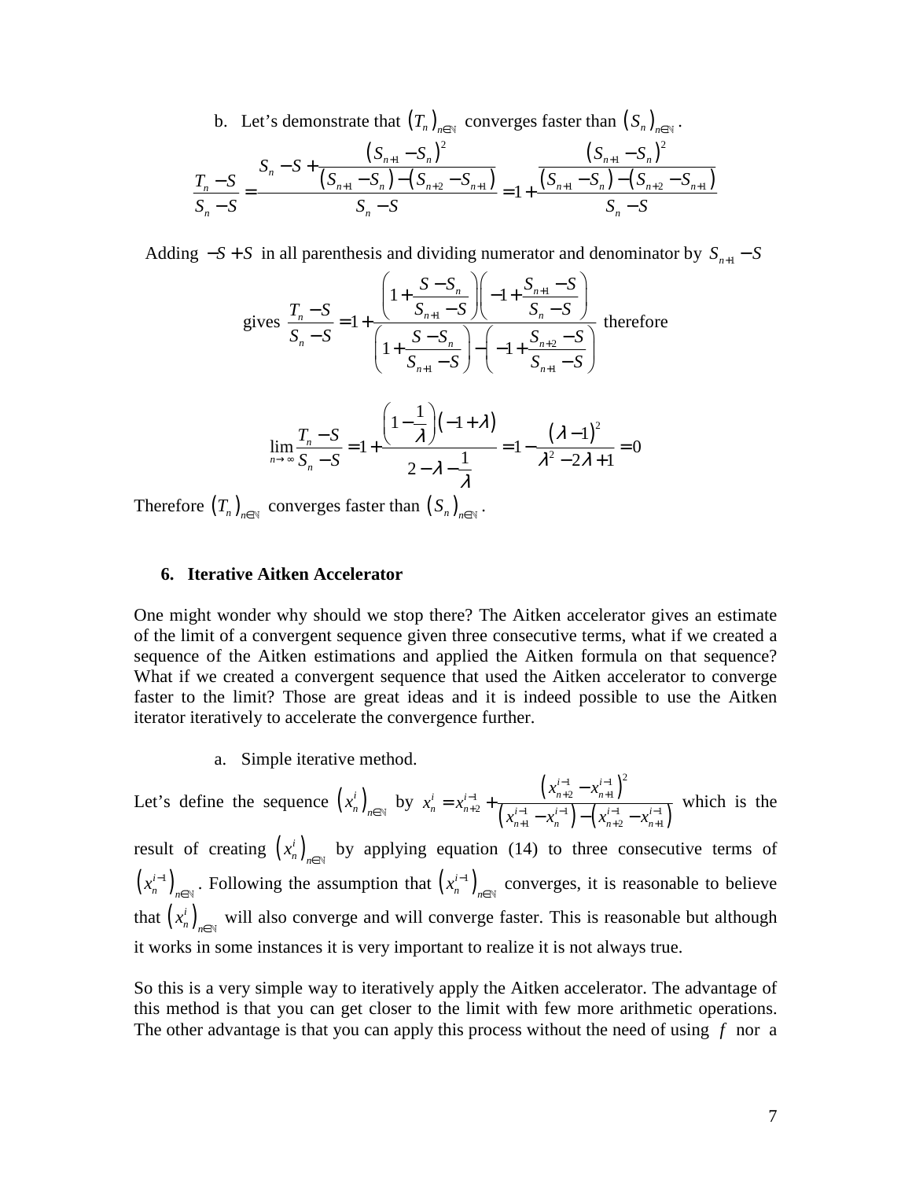b. Let's demonstrate that $\left(T_n\right)_{n\in\mathbb{N}}$ converges faster than $\left(S_n\right)_{n\in\mathbb{N}}$.

$$\frac{T_n - S}{S_n - S} = \frac{S_n - S + \dfrac{\left(S_{n+1} - S_n\right)^2}{\left(S_{n+1} - S_n\right) - \left(S_{n+2} - S_{n+1}\right)}}{S_n - S} = 1 + \frac{\dfrac{\left(S_{n+1} - S_n\right)^2}{\left(S_{n+1} - S_n\right) - \left(S_{n+2} - S_{n+1}\right)}}{S_n - S}$$

Adding $-S + S$ in all parenthesis and dividing numerator and denominator by $S_{n+1} - S$

gives $\dfrac{T_n - S}{S_n - S} = 1 + \dfrac{\left(1 + \dfrac{S - S_n}{S_{n+1} - S}\right)\left(-1 + \dfrac{S_{n+1} - S}{S_n - S}\right)}{\left(1 + \dfrac{S - S_n}{S_{n+1} - S}\right) - \left(-1 + \dfrac{S_{n+2} - S}{S_{n+1} - S}\right)}$ therefore

$$\lim_{n\to\infty} \frac{T_n - S}{S_n - S} = 1 + \frac{\left(1 - \dfrac{1}{\lambda}\right)\left(-1 + \lambda\right)}{2 - \lambda - \dfrac{1}{\lambda}} = 1 - \frac{\left(\lambda - 1\right)^2}{\lambda^2 - 2\lambda + 1} = 0$$

Therefore $\left(T_n\right)_{n\in\mathbb{N}}$ converges faster than $\left(S_n\right)_{n\in\mathbb{N}}$.

## 6. Iterative Aitken Accelerator

One might wonder why should we stop there? The Aitken accelerator gives an estimate of the limit of a convergent sequence given three consecutive terms, what if we created a sequence of the Aitken estimations and applied the Aitken formula on that sequence? What if we created a convergent sequence that used the Aitken accelerator to converge faster to the limit? Those are great ideas and it is indeed possible to use the Aitken iterator iteratively to accelerate the convergence further.

a. Simple iterative method.

Let's define the sequence $\left(x_n^i\right)_{n\in\mathbb{N}}$ by $x_n^i = x_{n+2}^{i-1} + \dfrac{\left(x_{n+2}^{i-1} - x_{n+1}^{i-1}\right)^2}{\left(x_{n+1}^{i-1} - x_n^{i-1}\right) - \left(x_{n+2}^{i-1} - x_{n+1}^{i-1}\right)}$ which is the result of creating $\left(x_n^i\right)_{n\in\mathbb{N}}$ by applying equation (14) to three consecutive terms of $\left(x_n^{i-1}\right)_{n\in\mathbb{N}}$. Following the assumption that $\left(x_n^{i-1}\right)_{n\in\mathbb{N}}$ converges, it is reasonable to believe that $\left(x_n^i\right)_{n\in\mathbb{N}}$ will also converge and will converge faster. This is reasonable but although it works in some instances it is very important to realize it is not always true.

So this is a very simple way to iteratively apply the Aitken accelerator. The advantage of this method is that you can get closer to the limit with few more arithmetic operations. The other advantage is that you can apply this process without the need of using $f$ nor a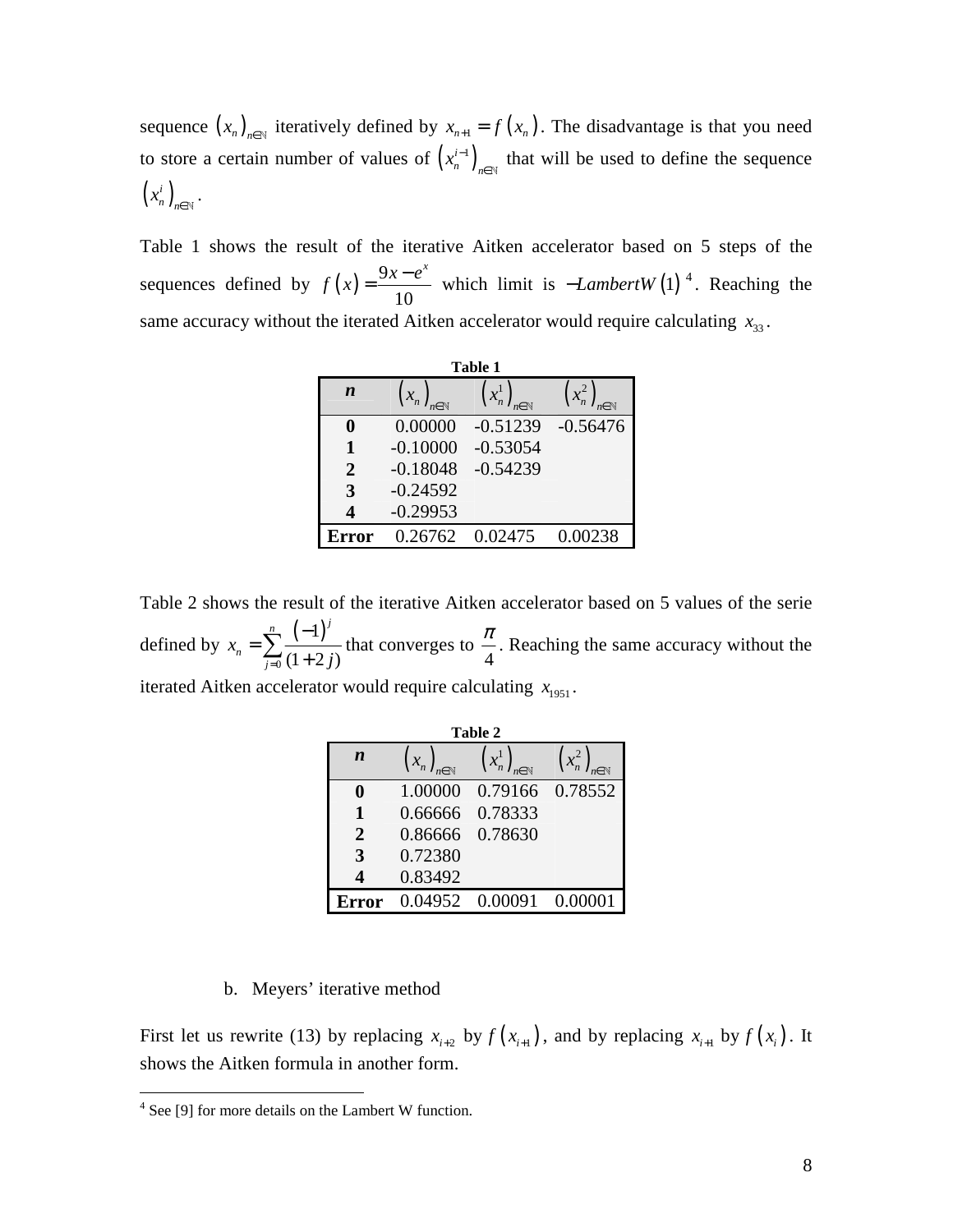sequence $\left(x_n\right)_{n\in\mathbb{N}}$ iteratively defined by $x_{n+1} = f\left(x_n\right)$. The disadvantage is that you need to store a certain number of values of $\left(x_n^{i-1}\right)_{n\in\mathbb{N}}$ that will be used to define the sequence $\left(x_n^i\right)_{n\in\mathbb{N}}$.

Table 1 shows the result of the iterative Aitken accelerator based on 5 steps of the sequences defined by $f\left(x\right) = \frac{9x - e^x}{10}$ which limit is $-LambertW\left(1\right)$ [4]. Reaching the same accuracy without the iterated Aitken accelerator would require calculating $x_{33}$.

**Table 1**

| **n** | $\left(x_n\right)_{n\in\mathbb{N}}$ | $\left(x_n^1\right)_{n\in\mathbb{N}}$ | $\left(x_n^2\right)_{n\in\mathbb{N}}$ |
|---|---|---|---|
| **0** | 0.00000 | -0.51239 | -0.56476 |
| **1** | -0.10000 | -0.53054 | |
| **2** | -0.18048 | -0.54239 | |
| **3** | -0.24592 | | |
| **4** | -0.29953 | | |
| **Error** | 0.26762 | 0.02475 | 0.00238 |

Table 2 shows the result of the iterative Aitken accelerator based on 5 values of the serie defined by $x_n = \sum_{j=0}^{n} \frac{\left(-1\right)^j}{(1+2j)}$ that converges to $\frac{\pi}{4}$. Reaching the same accuracy without the iterated Aitken accelerator would require calculating $x_{1951}$.

**Table 2**

| **n** | $\left(x_n\right)_{n\in\mathbb{N}}$ | $\left(x_n^1\right)_{n\in\mathbb{N}}$ | $\left(x_n^2\right)_{n\in\mathbb{N}}$ |
|---|---|---|---|
| **0** | 1.00000 | 0.79166 | 0.78552 |
| **1** | 0.66666 | 0.78333 | |
| **2** | 0.86666 | 0.78630 | |
| **3** | 0.72380 | | |
| **4** | 0.83492 | | |
| **Error** | 0.04952 | 0.00091 | 0.00001 |

b. Meyers' iterative method

First let us rewrite (13) by replacing $x_{i+2}$ by $f\left(x_{i+1}\right)$, and by replacing $x_{i+1}$ by $f\left(x_i\right)$. It shows the Aitken formula in another form.

[4] See [9] for more details on the Lambert W function.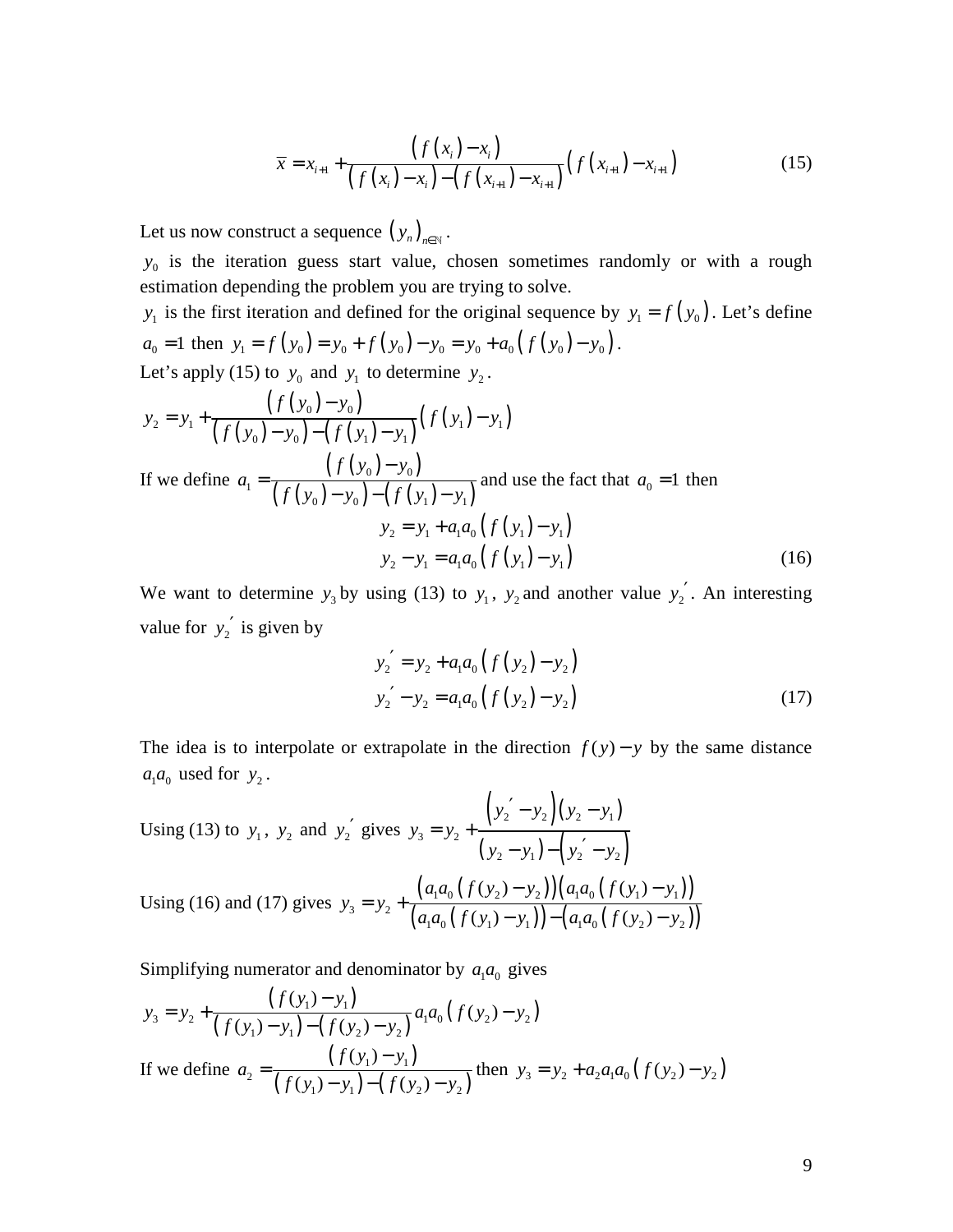$$\overline{x} = x_{i+1} + \frac{\left(f\left(x_i\right) - x_i\right)}{\left(f\left(x_i\right) - x_i\right) - \left(f\left(x_{i+1}\right) - x_{i+1}\right)}\left(f\left(x_{i+1}\right) - x_{i+1}\right) \tag{15}$$

Let us now construct a sequence $\left(y_n\right)_{n \in \mathbb{N}}$.

$y_0$ is the iteration guess start value, chosen sometimes randomly or with a rough estimation depending the problem you are trying to solve.

$y_1$ is the first iteration and defined for the original sequence by $y_1 = f\left(y_0\right)$. Let's define $a_0 = 1$ then $y_1 = f\left(y_0\right) = y_0 + f\left(y_0\right) - y_0 = y_0 + a_0\left(f\left(y_0\right) - y_0\right)$.

Let's apply (15) to $y_0$ and $y_1$ to determine $y_2$.

$$y_2 = y_1 + \frac{\left(f\left(y_0\right) - y_0\right)}{\left(f\left(y_0\right) - y_0\right) - \left(f\left(y_1\right) - y_1\right)}\left(f\left(y_1\right) - y_1\right)$$

If we define $a_1 = \dfrac{\left(f\left(y_0\right) - y_0\right)}{\left(f\left(y_0\right) - y_0\right) - \left(f\left(y_1\right) - y_1\right)}$ and use the fact that $a_0 = 1$ then

$$\begin{aligned} y_2 &= y_1 + a_1 a_0\left(f\left(y_1\right) - y_1\right) \\ y_2 - y_1 &= a_1 a_0\left(f\left(y_1\right) - y_1\right) \end{aligned} \tag{16}$$

We want to determine $y_3$ by using (13) to $y_1$, $y_2$ and another value $y_2^{'}$. An interesting value for $y_2^{'}$ is given by

$$\begin{aligned} y_2^{'} &= y_2 + a_1 a_0\left(f\left(y_2\right) - y_2\right) \\ y_2^{'} - y_2 &= a_1 a_0\left(f\left(y_2\right) - y_2\right) \end{aligned} \tag{17}$$

The idea is to interpolate or extrapolate in the direction $f(y) - y$ by the same distance $a_1 a_0$ used for $y_2$.

Using (13) to $y_1$, $y_2$ and $y_2^{'}$ gives $y_3 = y_2 + \dfrac{\left(y_2^{'} - y_2\right)\left(y_2 - y_1\right)}{\left(y_2 - y_1\right) - \left(y_2^{'} - y_2\right)}$

Using (16) and (17) gives $y_3 = y_2 + \dfrac{\left(a_1 a_0\left(f(y_2) - y_2\right)\right)\left(a_1 a_0\left(f(y_1) - y_1\right)\right)}{\left(a_1 a_0\left(f(y_1) - y_1\right)\right) - \left(a_1 a_0\left(f(y_2) - y_2\right)\right)}$

Simplifying numerator and denominator by $a_1 a_0$ gives

$$y_3 = y_2 + \frac{\left(f(y_1) - y_1\right)}{\left(f(y_1) - y_1\right) - \left(f(y_2) - y_2\right)} a_1 a_0\left(f(y_2) - y_2\right)$$

If we define $a_2 = \dfrac{\left(f(y_1) - y_1\right)}{\left(f(y_1) - y_1\right) - \left(f(y_2) - y_2\right)}$ then $y_3 = y_2 + a_2 a_1 a_0\left(f(y_2) - y_2\right)$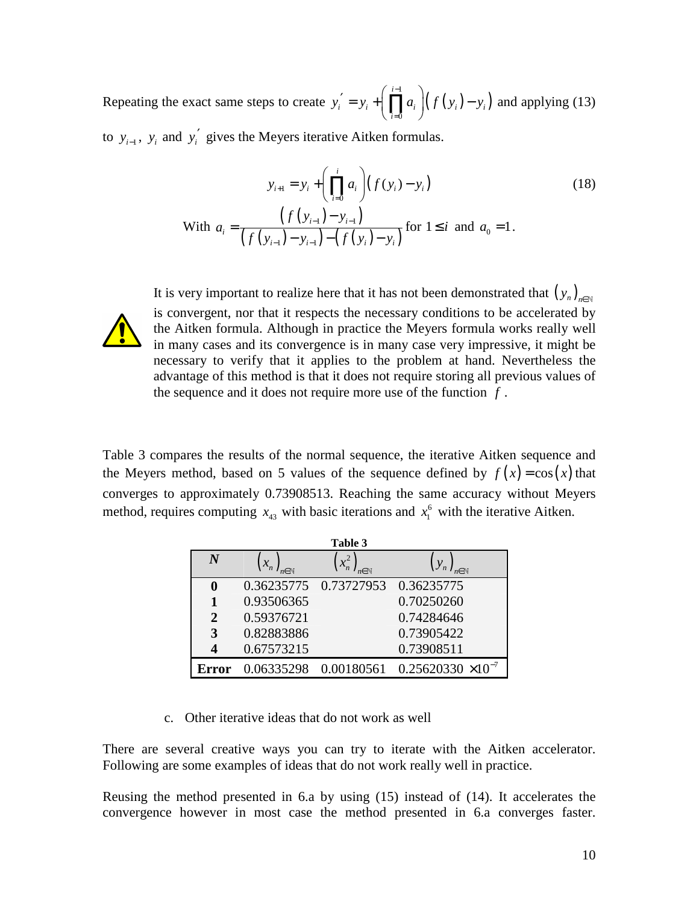Repeating the exact same steps to create $y_i' = y_i + \left(\prod_{i=0}^{i-1} a_i\right)\left(f(y_i) - y_i\right)$ and applying (13) to $y_{i-1}$, $y_i$ and $y_i'$ gives the Meyers iterative Aitken formulas.

$$y_{i+1} = y_i + \left(\prod_{i=0}^{i} a_i\right)\left(f(y_i) - y_i\right) \tag{18}$$

$$\text{With } a_i = \frac{\left(f(y_{i-1}) - y_{i-1}\right)}{\left(f(y_{i-1}) - y_{i-1}\right) - \left(f(y_i) - y_i\right)} \text{ for } 1 \le i \text{ and } a_0 = 1.$$

It is very important to realize here that it has not been demonstrated that $(y_n)_{n\in\mathbb{N}}$ is convergent, nor that it respects the necessary conditions to be accelerated by the Aitken formula. Although in practice the Meyers formula works really well in many cases and its convergence is in many case very impressive, it might be necessary to verify that it applies to the problem at hand. Nevertheless the advantage of this method is that it does not require storing all previous values of the sequence and it does not require more use of the function $f$.

Table 3 compares the results of the normal sequence, the iterative Aitken sequence and the Meyers method, based on 5 values of the sequence defined by $f(x) = \cos(x)$ that converges to approximately 0.73908513. Reaching the same accuracy without Meyers method, requires computing $x_{43}$ with basic iterations and $x_1^6$ with the iterative Aitken.

**Table 3**

| $N$ | $(x_n)_{n\in\mathbb{N}}$ | $(x_n^2)_{n\in\mathbb{N}}$ | $(y_n)_{n\in\mathbb{N}}$ |
|---|---|---|---|
| **0** | 0.36235775 | 0.73727953 | 0.36235775 |
| **1** | 0.93506365 | | 0.70250260 |
| **2** | 0.59376721 | | 0.74284646 |
| **3** | 0.82883886 | | 0.73905422 |
| **4** | 0.67573215 | | 0.73908511 |
| **Error** | 0.06335298 | 0.00180561 | $0.25620330 \times 10^{-7}$ |

c. Other iterative ideas that do not work as well

There are several creative ways you can try to iterate with the Aitken accelerator. Following are some examples of ideas that do not work really well in practice.

Reusing the method presented in 6.a by using (15) instead of (14). It accelerates the convergence however in most case the method presented in 6.a converges faster.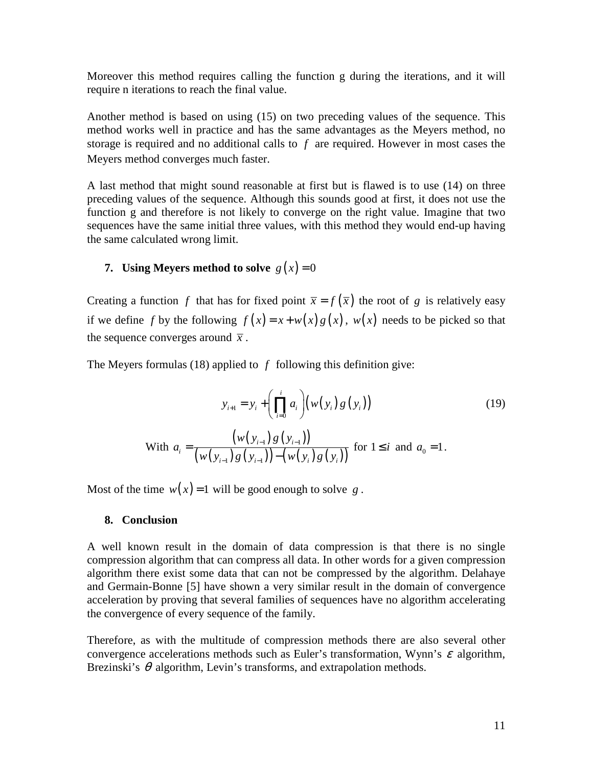Moreover this method requires calling the function g during the iterations, and it will require n iterations to reach the final value.

Another method is based on using (15) on two preceding values of the sequence. This method works well in practice and has the same advantages as the Meyers method, no storage is required and no additional calls to $f$ are required. However in most cases the Meyers method converges much faster.

A last method that might sound reasonable at first but is flawed is to use (14) on three preceding values of the sequence. Although this sounds good at first, it does not use the function g and therefore is not likely to converge on the right value. Imagine that two sequences have the same initial three values, with this method they would end-up having the same calculated wrong limit.

## 7. Using Meyers method to solve $g(x)=0$

Creating a function $f$ that has for fixed point $\bar{x}=f(\bar{x})$ the root of $g$ is relatively easy if we define $f$ by the following $f(x)=x+w(x)g(x)$, $w(x)$ needs to be picked so that the sequence converges around $\bar{x}$.

The Meyers formulas (18) applied to $f$ following this definition give:

$$y_{i+1}=y_i+\left(\prod_{i=0}^{i} a_i\right)\left(w(y_i)g(y_i)\right) \tag{19}$$

With $a_i=\dfrac{\left(w(y_{i-1})g(y_{i-1})\right)}{\left(w(y_{i-1})g(y_{i-1})\right)-\left(w(y_i)g(y_i)\right)}$ for $1\leq i$ and $a_0=1$.

Most of the time $w(x)=1$ will be good enough to solve $g$.

## 8. Conclusion

A well known result in the domain of data compression is that there is no single compression algorithm that can compress all data. In other words for a given compression algorithm there exist some data that can not be compressed by the algorithm. Delahaye and Germain-Bonne [5] have shown a very similar result in the domain of convergence acceleration by proving that several families of sequences have no algorithm accelerating the convergence of every sequence of the family.

Therefore, as with the multitude of compression methods there are also several other convergence accelerations methods such as Euler's transformation, Wynn's $\varepsilon$ algorithm, Brezinski's $\theta$ algorithm, Levin's transforms, and extrapolation methods.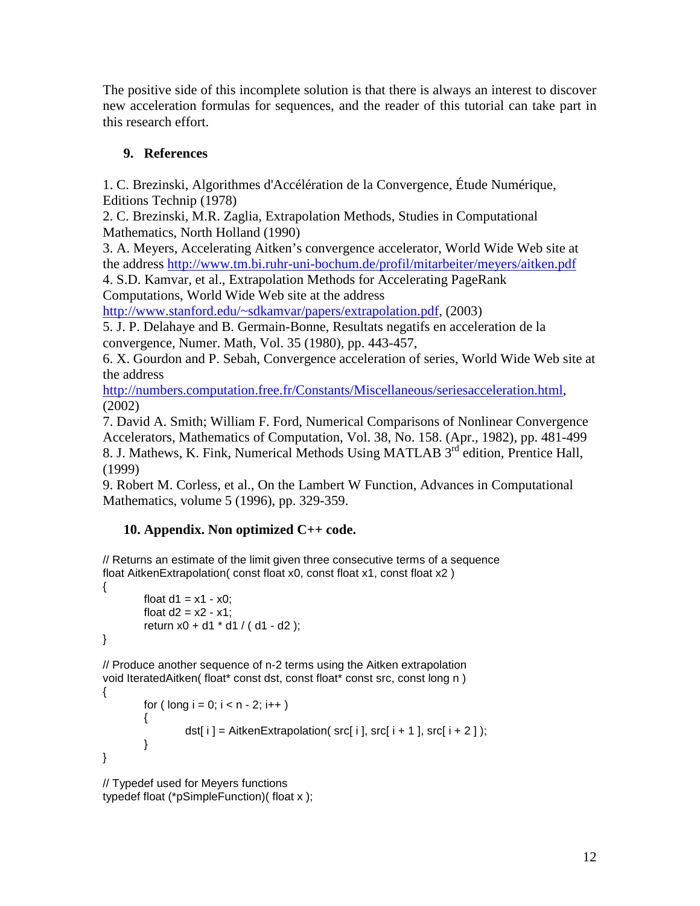The positive side of this incomplete solution is that there is always an interest to discover new acceleration formulas for sequences, and the reader of this tutorial can take part in this research effort.

## 9. References

1. C. Brezinski, Algorithmes d'Accélération de la Convergence, Étude Numérique, Editions Technip (1978)
2. C. Brezinski, M.R. Zaglia, Extrapolation Methods, Studies in Computational Mathematics, North Holland (1990)
3. A. Meyers, Accelerating Aitken's convergence accelerator, World Wide Web site at the address http://www.tm.bi.ruhr-uni-bochum.de/profil/mitarbeiter/meyers/aitken.pdf
4. S.D. Kamvar, et al., Extrapolation Methods for Accelerating PageRank Computations, World Wide Web site at the address http://www.stanford.edu/~sdkamvar/papers/extrapolation.pdf, (2003)
5. J. P. Delahaye and B. Germain-Bonne, Resultats negatifs en acceleration de la convergence, Numer. Math, Vol. 35 (1980), pp. 443-457,
6. X. Gourdon and P. Sebah, Convergence acceleration of series, World Wide Web site at the address http://numbers.computation.free.fr/Constants/Miscellaneous/seriesacceleration.html, (2002)
7. David A. Smith; William F. Ford, Numerical Comparisons of Nonlinear Convergence Accelerators, Mathematics of Computation, Vol. 38, No. 158. (Apr., 1982), pp. 481-499
8. J. Mathews, K. Fink, Numerical Methods Using MATLAB 3rd edition, Prentice Hall, (1999)
9. Robert M. Corless, et al., On the Lambert W Function, Advances in Computational Mathematics, volume 5 (1996), pp. 329-359.

## 10. Appendix. Non optimized C++ code.

```
// Returns an estimate of the limit given three consecutive terms of a sequence
float AitkenExtrapolation( const float x0, const float x1, const float x2 )
{
        float d1 = x1 - x0;
        float d2 = x2 - x1;
        return x0 + d1 * d1 / ( d1 - d2 );
}

// Produce another sequence of n-2 terms using the Aitken extrapolation
void IteratedAitken( float* const dst, const float* const src, const long n )
{
        for ( long i = 0; i < n - 2; i++ )
        {
                dst[ i ] = AitkenExtrapolation( src[ i ], src[ i + 1 ], src[ i + 2 ] );
        }
}

// Typedef used for Meyers functions
typedef float (*pSimpleFunction)( float x );
```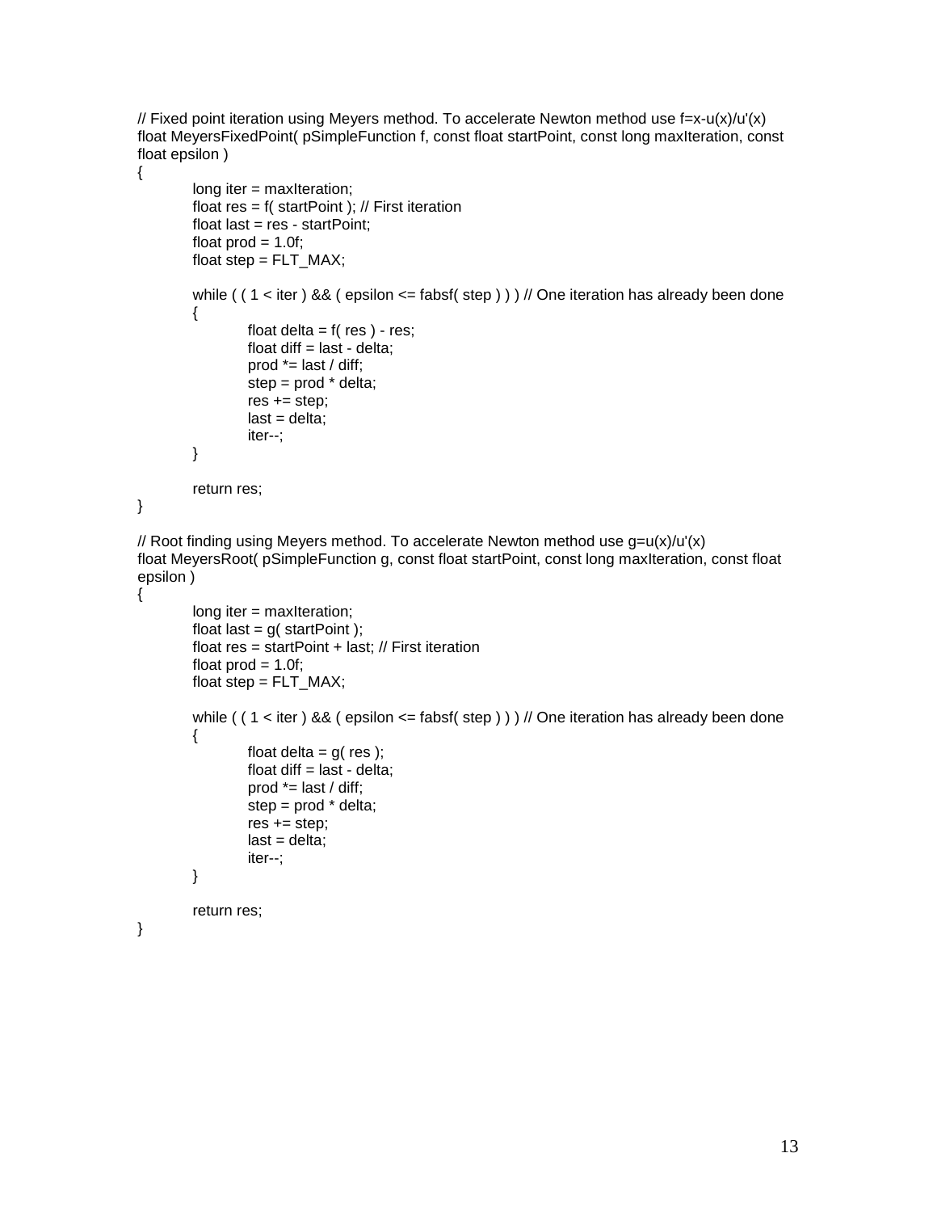```
// Fixed point iteration using Meyers method. To accelerate Newton method use f=x-u(x)/u'(x)
float MeyersFixedPoint( pSimpleFunction f, const float startPoint, const long maxIteration, const float epsilon )
{
	long iter = maxIteration;
	float res = f( startPoint ); // First iteration
	float last = res - startPoint;
	float prod = 1.0f;
	float step = FLT_MAX;

	while ( ( 1 < iter ) && ( epsilon <= fabsf( step ) ) ) // One iteration has already been done
	{
		float delta = f( res ) - res;
		float diff = last - delta;
		prod *= last / diff;
		step = prod * delta;
		res += step;
		last = delta;
		iter--;
	}

	return res;
}

// Root finding using Meyers method. To accelerate Newton method use g=u(x)/u'(x)
float MeyersRoot( pSimpleFunction g, const float startPoint, const long maxIteration, const float epsilon )
{
	long iter = maxIteration;
	float last = g( startPoint );
	float res = startPoint + last; // First iteration
	float prod = 1.0f;
	float step = FLT_MAX;

	while ( ( 1 < iter ) && ( epsilon <= fabsf( step ) ) ) // One iteration has already been done
	{
		float delta = g( res );
		float diff = last - delta;
		prod *= last / diff;
		step = prod * delta;
		res += step;
		last = delta;
		iter--;
	}

	return res;
}
```